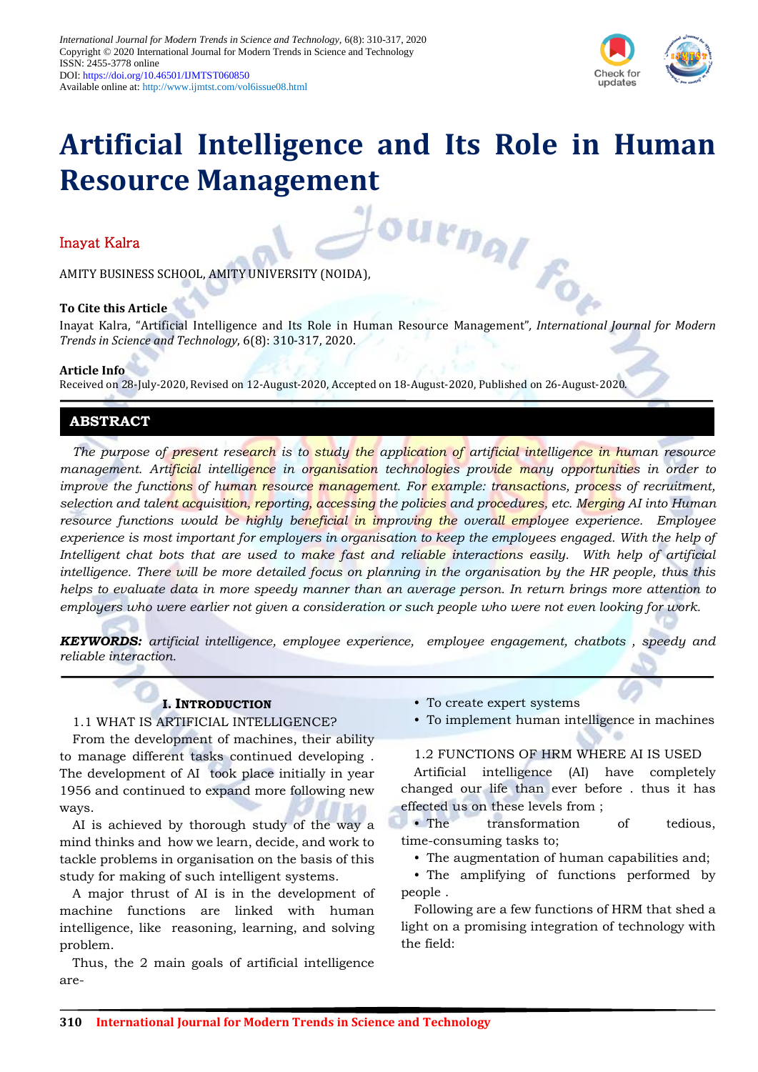# Artificial Intelligence and Its Role in Human Resource Management

Inayat Kalra

AMITY BUSINESS SCHOOL, AMITY UNIVERSITY (NOIDA),

**To Cite this Article**

Inayat Kalra, "Artificial Intelligence and Its Role in Human Resource Management", *International Journal for Modern Trends in Science and Technology*, 6(8): 310-317, 2020.

**Article Info**

Received on 28-July-2020, Revised on 12-August-2020, Accepted on 18-August-2020, Published on 26-August-2020.

## ABSTRACT

*The purpose of present research is to study the application of artificial intelligence in human resource management. Artificial intelligence in organisation technologies provide many opportunities in order to improve the functions of human resource management. For example: transactions, process of recruitment, selection and talent acquisition, reporting, accessing the policies and procedures, etc. Merging AI into Human resource functions would be highly beneficial in improving the overall employee experience. Employee experience is most important for employers in organisation to keep the employees engaged. With the help of Intelligent chat bots that are used to make fast and reliable interactions easily. With help of artificial intelligence. There will be more detailed focus on planning in the organisation by the HR people, thus this helps to evaluate data in more speedy manner than an average person. In return brings more attention to employers who were earlier not given a consideration or such people who were not even looking for work.*

***KEYWORDS:*** *artificial intelligence, employee experience, employee engagement, chatbots , speedy and reliable interaction.*

## I. Introduction

### 1.1 WHAT IS ARTIFICIAL INTELLIGENCE?

From the development of machines, their ability to manage different tasks continued developing . The development of AI took place initially in year 1956 and continued to expand more following new ways.

AI is achieved by thorough study of the way a mind thinks and how we learn, decide, and work to tackle problems in organisation on the basis of this study for making of such intelligent systems.

A major thrust of AI is in the development of machine functions are linked with human intelligence, like reasoning, learning, and solving problem.

Thus, the 2 main goals of artificial intelligence are-

- To create expert systems
- To implement human intelligence in machines

### 1.2 FUNCTIONS OF HRM WHERE AI IS USED

Artificial intelligence (AI) have completely changed our life than ever before . thus it has effected us on these levels from ;

- The transformation of tedious, time-consuming tasks to;
- The augmentation of human capabilities and;
- The amplifying of functions performed by people .

Following are a few functions of HRM that shed a light on a promising integration of technology with the field: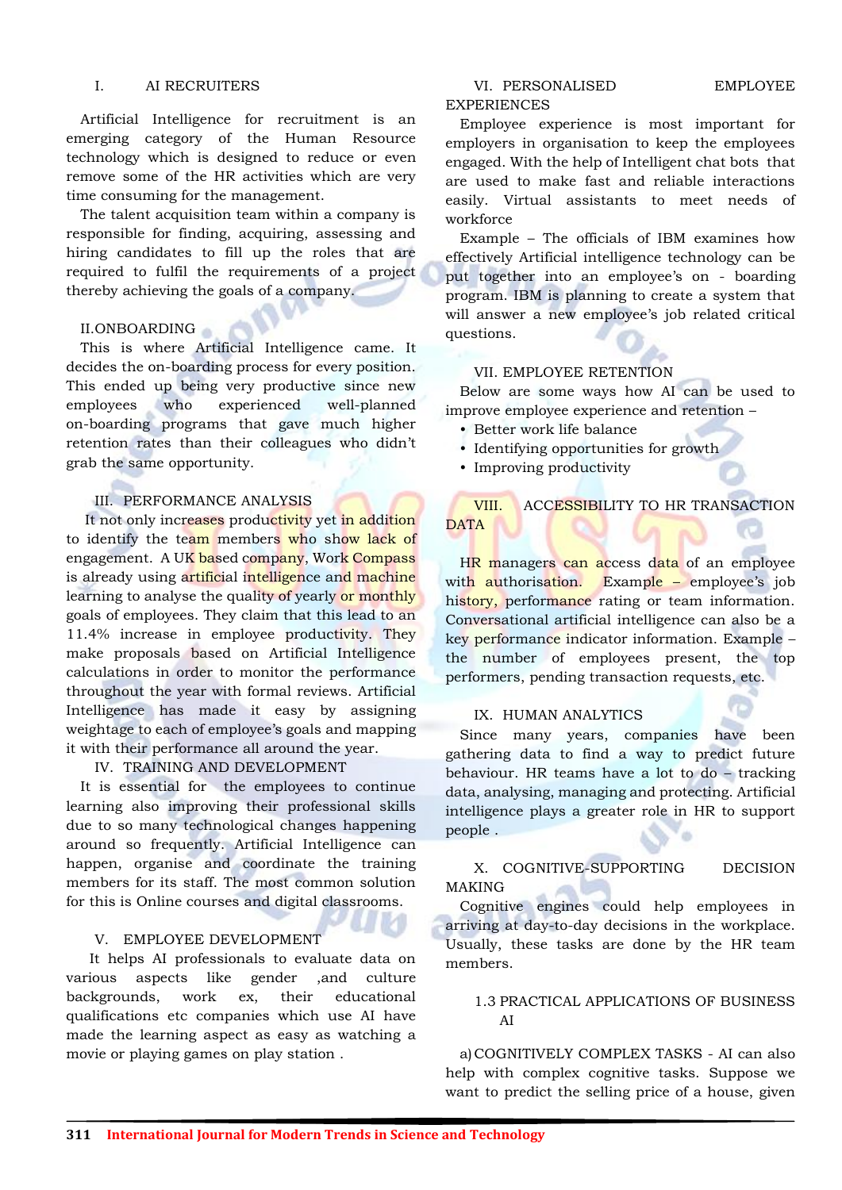### I. AI RECRUITERS

Artificial Intelligence for recruitment is an emerging category of the Human Resource technology which is designed to reduce or even remove some of the HR activities which are very time consuming for the management.

The talent acquisition team within a company is responsible for finding, acquiring, assessing and hiring candidates to fill up the roles that are required to fulfil the requirements of a project thereby achieving the goals of a company.

### II. ONBOARDING

This is where Artificial Intelligence came. It decides the on-boarding process for every position. This ended up being very productive since new employees who experienced well-planned on-boarding programs that gave much higher retention rates than their colleagues who didn't grab the same opportunity.

### III. PERFORMANCE ANALYSIS

It not only increases productivity yet in addition to identify the team members who show lack of engagement. A UK based company, Work Compass is already using artificial intelligence and machine learning to analyse the quality of yearly or monthly goals of employees. They claim that this lead to an 11.4% increase in employee productivity. They make proposals based on Artificial Intelligence calculations in order to monitor the performance throughout the year with formal reviews. Artificial Intelligence has made it easy by assigning weightage to each of employee's goals and mapping it with their performance all around the year.

### IV. TRAINING AND DEVELOPMENT

It is essential for the employees to continue learning also improving their professional skills due to so many technological changes happening around so frequently. Artificial Intelligence can happen, organise and coordinate the training members for its staff. The most common solution for this is Online courses and digital classrooms.

### V. EMPLOYEE DEVELOPMENT

It helps AI professionals to evaluate data on various aspects like gender ,and culture backgrounds, work ex, their educational qualifications etc companies which use AI have made the learning aspect as easy as watching a movie or playing games on play station .

### VI. PERSONALISED EMPLOYEE EXPERIENCES

Employee experience is most important for employers in organisation to keep the employees engaged. With the help of Intelligent chat bots that are used to make fast and reliable interactions easily. Virtual assistants to meet needs of workforce

Example – The officials of IBM examines how effectively Artificial intelligence technology can be put together into an employee's on - boarding program. IBM is planning to create a system that will answer a new employee's job related critical questions.

### VII. EMPLOYEE RETENTION

Below are some ways how AI can be used to improve employee experience and retention –

- Better work life balance
- Identifying opportunities for growth
- Improving productivity

### VIII. ACCESSIBILITY TO HR TRANSACTION DATA

HR managers can access data of an employee with authorisation. Example – employee's job history, performance rating or team information. Conversational artificial intelligence can also be a key performance indicator information. Example – the number of employees present, the top performers, pending transaction requests, etc.

### IX. HUMAN ANALYTICS

Since many years, companies have been gathering data to find a way to predict future behaviour. HR teams have a lot to do – tracking data, analysing, managing and protecting. Artificial intelligence plays a greater role in HR to support people .

### X. COGNITIVE-SUPPORTING DECISION MAKING

Cognitive engines could help employees in arriving at day-to-day decisions in the workplace. Usually, these tasks are done by the HR team members.

## 1.3 PRACTICAL APPLICATIONS OF BUSINESS AI

a) COGNITIVELY COMPLEX TASKS - AI can also help with complex cognitive tasks. Suppose we want to predict the selling price of a house, given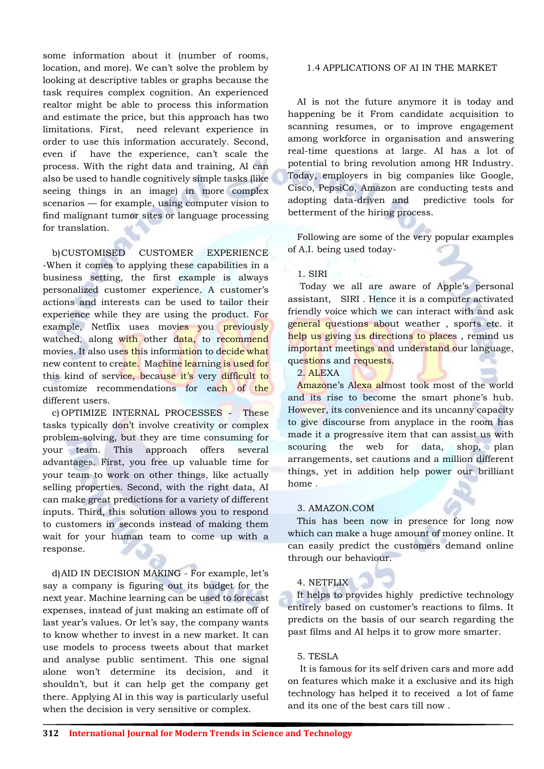some information about it (number of rooms, location, and more). We can't solve the problem by looking at descriptive tables or graphs because the task requires complex cognition. An experienced realtor might be able to process this information and estimate the price, but this approach has two limitations. First, need relevant experience in order to use this information accurately. Second, even if have the experience, can't scale the process. With the right data and training, AI can also be used to handle cognitively simple tasks (like seeing things in an image) in more complex scenarios — for example, using computer vision to find malignant tumor sites or language processing for translation.

b) CUSTOMISED CUSTOMER EXPERIENCE -When it comes to applying these capabilities in a business setting, the first example is always personalized customer experience. A customer's actions and interests can be used to tailor their experience while they are using the product. For example, Netflix uses movies you previously watched, along with other data, to recommend movies. It also uses this information to decide what new content to create. Machine learning is used for this kind of service, because it's very difficult to customize recommendations for each of the different users.

c) OPTIMIZE INTERNAL PROCESSES - These tasks typically don't involve creativity or complex problem-solving, but they are time consuming for your team. This approach offers several advantages. First, you free up valuable time for your team to work on other things, like actually selling properties. Second, with the right data, AI can make great predictions for a variety of different inputs. Third, this solution allows you to respond to customers in seconds instead of making them wait for your human team to come up with a response.

d) AID IN DECISION MAKING - For example, let's say a company is figuring out its budget for the next year. Machine learning can be used to forecast expenses, instead of just making an estimate off of last year's values. Or let's say, the company wants to know whether to invest in a new market. It can use models to process tweets about that market and analyse public sentiment. This one signal alone won't determine its decision, and it shouldn't, but it can help get the company get there. Applying AI in this way is particularly useful when the decision is very sensitive or complex.

## 1.4 APPLICATIONS OF AI IN THE MARKET

AI is not the future anymore it is today and happening be it From candidate acquisition to scanning resumes, or to improve engagement among workforce in organisation and answering real-time questions at large. AI has a lot of potential to bring revolution among HR Industry. Today, employers in big companies like Google, Cisco, PepsiCo, Amazon are conducting tests and adopting data-driven and predictive tools for betterment of the hiring process.

Following are some of the very popular examples of A.I. being used today-

1. SIRI

Today we all are aware of Apple's personal assistant, SIRI . Hence it is a computer activated friendly voice which we can interact with and ask general questions about weather , sports etc. it help us giving us directions to places , remind us important meetings and understand our language, questions and requests.

2. ALEXA

Amazone's Alexa almost took most of the world and its rise to become the smart phone's hub. However, its convenience and its uncanny capacity to give discourse from anyplace in the room has made it a progressive item that can assist us with scouring the web for data, shop, plan arrangements, set cautions and a million different things, yet in addition help power our brilliant home .

3. AMAZON.COM

This has been now in presence for long now which can make a huge amount of money online. It can easily predict the customers demand online through our behaviour.

4. NETFLIX

It helps to provides highly predictive technology entirely based on customer's reactions to films. It predicts on the basis of our search regarding the past films and AI helps it to grow more smarter.

5. TESLA

It is famous for its self driven cars and more add on features which make it a exclusive and its high technology has helped it to received a lot of fame and its one of the best cars till now .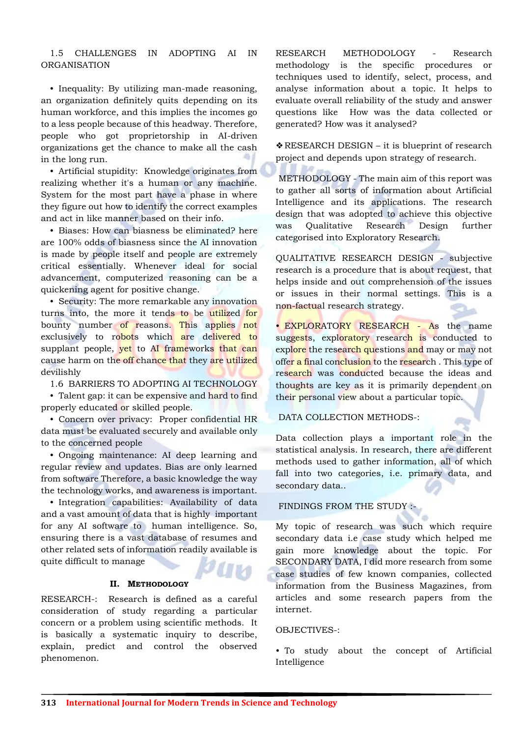### 1.5 CHALLENGES IN ADOPTING AI IN ORGANISATION

- Inequality: By utilizing man-made reasoning, an organization definitely quits depending on its human workforce, and this implies the incomes go to a less people because of this headway. Therefore, people who got proprietorship in AI-driven organizations get the chance to make all the cash in the long run.
- Artificial stupidity: Knowledge originates from realizing whether it's a human or any machine. System for the most part have a phase in where they figure out how to identify the correct examples and act in like manner based on their info.
- Biases: How can biasness be eliminated? here are 100% odds of biasness since the AI innovation is made by people itself and people are extremely critical essentially. Whenever ideal for social advancement, computerized reasoning can be a quickening agent for positive change.
- Security: The more remarkable any innovation turns into, the more it tends to be utilized for bounty number of reasons. This applies not exclusively to robots which are delivered to supplant people, yet to AI frameworks that can cause harm on the off chance that they are utilized devilishly

### 1.6 BARRIERS TO ADOPTING AI TECHNOLOGY

- Talent gap: it can be expensive and hard to find properly educated or skilled people.
- Concern over privacy: Proper confidential HR data must be evaluated securely and available only to the concerned people
- Ongoing maintenance: AI deep learning and regular review and updates. Bias are only learned from software Therefore, a basic knowledge the way the technology works, and awareness is important.
- Integration capabilities: Availability of data and a vast amount of data that is highly important for any AI software to human intelligence. So, ensuring there is a vast database of resumes and other related sets of information readily available is quite difficult to manage

## II. Methodology

RESEARCH-: Research is defined as a careful consideration of study regarding a particular concern or a problem using scientific methods. It is basically a systematic inquiry to describe, explain, predict and control the observed phenomenon.

RESEARCH METHODOLOGY - Research methodology is the specific procedures or techniques used to identify, select, process, and analyse information about a topic. It helps to evaluate overall reliability of the study and answer questions like How was the data collected or generated? How was it analysed?

❖ RESEARCH DESIGN – it is blueprint of research project and depends upon strategy of research.

METHODOLOGY - The main aim of this report was to gather all sorts of information about Artificial Intelligence and its applications. The research design that was adopted to achieve this objective was Qualitative Research Design further categorised into Exploratory Research.

QUALITATIVE RESEARCH DESIGN - subjective research is a procedure that is about request, that helps inside and out comprehension of the issues or issues in their normal settings. This is a non-factual research strategy.

- EXPLORATORY RESEARCH - As the name suggests, exploratory research is conducted to explore the research questions and may or may not offer a final conclusion to the research . This type of research was conducted because the ideas and thoughts are key as it is primarily dependent on their personal view about a particular topic.

DATA COLLECTION METHODS-:

Data collection plays a important role in the statistical analysis. In research, there are different methods used to gather information, all of which fall into two categories, i.e. primary data, and secondary data..

FINDINGS FROM THE STUDY :-

My topic of research was such which require secondary data i.e case study which helped me gain more knowledge about the topic. For SECONDARY DATA, I did more research from some case studies of few known companies, collected information from the Business Magazines, from articles and some research papers from the internet.

OBJECTIVES-:

- To study about the concept of Artificial Intelligence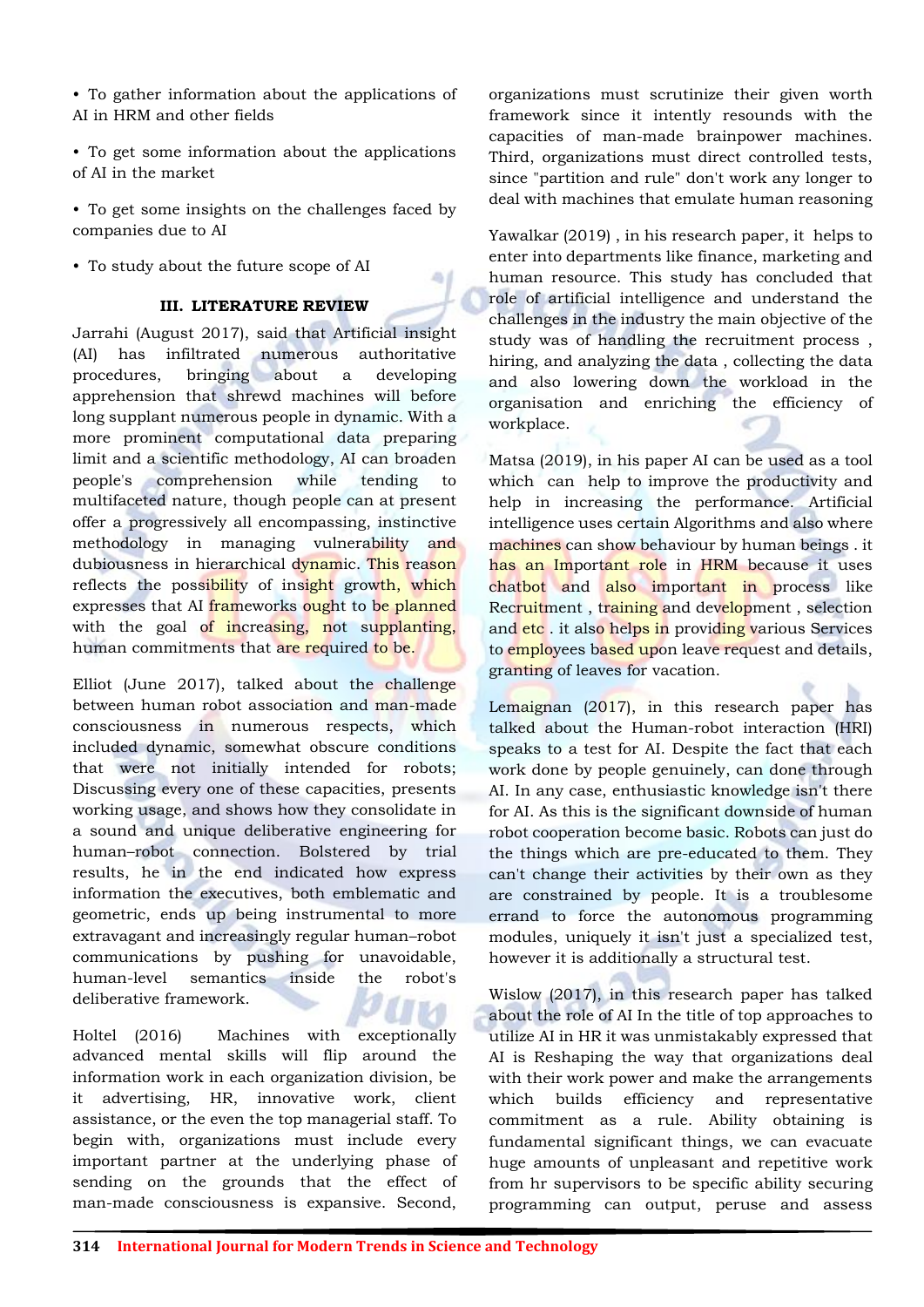- To gather information about the applications of AI in HRM and other fields
- To get some information about the applications of AI in the market
- To get some insights on the challenges faced by companies due to AI
- To study about the future scope of AI

## III. LITERATURE REVIEW

Jarrahi (August 2017), said that Artificial insight (AI) has infiltrated numerous authoritative procedures, bringing about a developing apprehension that shrewd machines will before long supplant numerous people in dynamic. With a more prominent computational data preparing limit and a scientific methodology, AI can broaden people's comprehension while tending to multifaceted nature, though people can at present offer a progressively all encompassing, instinctive methodology in managing vulnerability and dubiousness in hierarchical dynamic. This reason reflects the possibility of insight growth, which expresses that AI frameworks ought to be planned with the goal of increasing, not supplanting, human commitments that are required to be.

Elliot (June 2017), talked about the challenge between human robot association and man-made consciousness in numerous respects, which included dynamic, somewhat obscure conditions that were not initially intended for robots; Discussing every one of these capacities, presents working usage, and shows how they consolidate in a sound and unique deliberative engineering for human–robot connection. Bolstered by trial results, he in the end indicated how express information the executives, both emblematic and geometric, ends up being instrumental to more extravagant and increasingly regular human–robot communications by pushing for unavoidable, human-level semantics inside the robot's deliberative framework.

Holtel (2016) Machines with exceptionally advanced mental skills will flip around the information work in each organization division, be it advertising, HR, innovative work, client assistance, or the even the top managerial staff. To begin with, organizations must include every important partner at the underlying phase of sending on the grounds that the effect of man-made consciousness is expansive. Second, organizations must scrutinize their given worth framework since it intently resounds with the capacities of man-made brainpower machines. Third, organizations must direct controlled tests, since "partition and rule" don't work any longer to deal with machines that emulate human reasoning

Yawalkar (2019) , in his research paper, it helps to enter into departments like finance, marketing and human resource. This study has concluded that role of artificial intelligence and understand the challenges in the industry the main objective of the study was of handling the recruitment process , hiring, and analyzing the data , collecting the data and also lowering down the workload in the organisation and enriching the efficiency of workplace.

Matsa (2019), in his paper AI can be used as a tool which can help to improve the productivity and help in increasing the performance. Artificial intelligence uses certain Algorithms and also where machines can show behaviour by human beings . it has an Important role in HRM because it uses chatbot and also important in process like Recruitment , training and development , selection and etc . it also helps in providing various Services to employees based upon leave request and details, granting of leaves for vacation.

Lemaignan (2017), in this research paper has talked about the Human-robot interaction (HRI) speaks to a test for AI. Despite the fact that each work done by people genuinely, can done through AI. In any case, enthusiastic knowledge isn't there for AI. As this is the significant downside of human robot cooperation become basic. Robots can just do the things which are pre-educated to them. They can't change their activities by their own as they are constrained by people. It is a troublesome errand to force the autonomous programming modules, uniquely it isn't just a specialized test, however it is additionally a structural test.

Wislow (2017), in this research paper has talked about the role of AI In the title of top approaches to utilize AI in HR it was unmistakably expressed that AI is Reshaping the way that organizations deal with their work power and make the arrangements which builds efficiency and representative commitment as a rule. Ability obtaining is fundamental significant things, we can evacuate huge amounts of unpleasant and repetitive work from hr supervisors to be specific ability securing programming can output, peruse and assess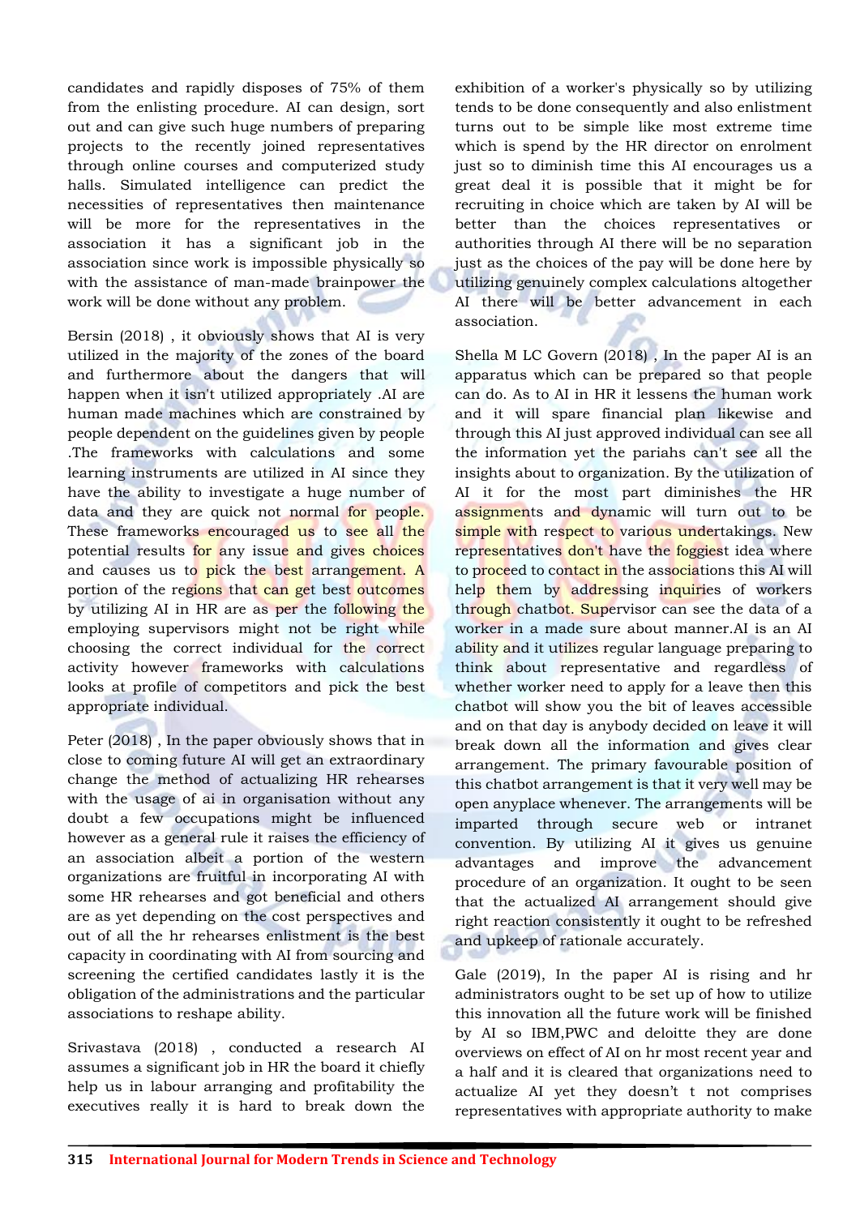candidates and rapidly disposes of 75% of them from the enlisting procedure. AI can design, sort out and can give such huge numbers of preparing projects to the recently joined representatives through online courses and computerized study halls. Simulated intelligence can predict the necessities of representatives then maintenance will be more for the representatives in the association it has a significant job in the association since work is impossible physically so with the assistance of man-made brainpower the work will be done without any problem.

Bersin (2018) , it obviously shows that AI is very utilized in the majority of the zones of the board and furthermore about the dangers that will happen when it isn't utilized appropriately .AI are human made machines which are constrained by people dependent on the guidelines given by people .The frameworks with calculations and some learning instruments are utilized in AI since they have the ability to investigate a huge number of data and they are quick not normal for people. These frameworks encouraged us to see all the potential results for any issue and gives choices and causes us to pick the best arrangement. A portion of the regions that can get best outcomes by utilizing AI in HR are as per the following the employing supervisors might not be right while choosing the correct individual for the correct activity however frameworks with calculations looks at profile of competitors and pick the best appropriate individual.

Peter (2018) , In the paper obviously shows that in close to coming future AI will get an extraordinary change the method of actualizing HR rehearses with the usage of ai in organisation without any doubt a few occupations might be influenced however as a general rule it raises the efficiency of an association albeit a portion of the western organizations are fruitful in incorporating AI with some HR rehearses and got beneficial and others are as yet depending on the cost perspectives and out of all the hr rehearses enlistment is the best capacity in coordinating with AI from sourcing and screening the certified candidates lastly it is the obligation of the administrations and the particular associations to reshape ability.

Srivastava (2018) , conducted a research AI assumes a significant job in HR the board it chiefly help us in labour arranging and profitability the executives really it is hard to break down the exhibition of a worker's physically so by utilizing tends to be done consequently and also enlistment turns out to be simple like most extreme time which is spend by the HR director on enrolment just so to diminish time this AI encourages us a great deal it is possible that it might be for recruiting in choice which are taken by AI will be better than the choices representatives or authorities through AI there will be no separation just as the choices of the pay will be done here by utilizing genuinely complex calculations altogether AI there will be better advancement in each association.

Shella M LC Govern (2018) , In the paper AI is an apparatus which can be prepared so that people can do. As to AI in HR it lessens the human work and it will spare financial plan likewise and through this AI just approved individual can see all the information yet the pariahs can't see all the insights about to organization. By the utilization of AI it for the most part diminishes the HR assignments and dynamic will turn out to be simple with respect to various undertakings. New representatives don't have the foggiest idea where to proceed to contact in the associations this AI will help them by addressing inquiries of workers through chatbot. Supervisor can see the data of a worker in a made sure about manner.AI is an AI ability and it utilizes regular language preparing to think about representative and regardless of whether worker need to apply for a leave then this chatbot will show you the bit of leaves accessible and on that day is anybody decided on leave it will break down all the information and gives clear arrangement. The primary favourable position of this chatbot arrangement is that it very well may be open anyplace whenever. The arrangements will be imparted through secure web or intranet convention. By utilizing AI it gives us genuine advantages and improve the advancement procedure of an organization. It ought to be seen that the actualized AI arrangement should give right reaction consistently it ought to be refreshed and upkeep of rationale accurately.

Gale (2019), In the paper AI is rising and hr administrators ought to be set up of how to utilize this innovation all the future work will be finished by AI so IBM,PWC and deloitte they are done overviews on effect of AI on hr most recent year and a half and it is cleared that organizations need to actualize AI yet they doesn't t not comprises representatives with appropriate authority to make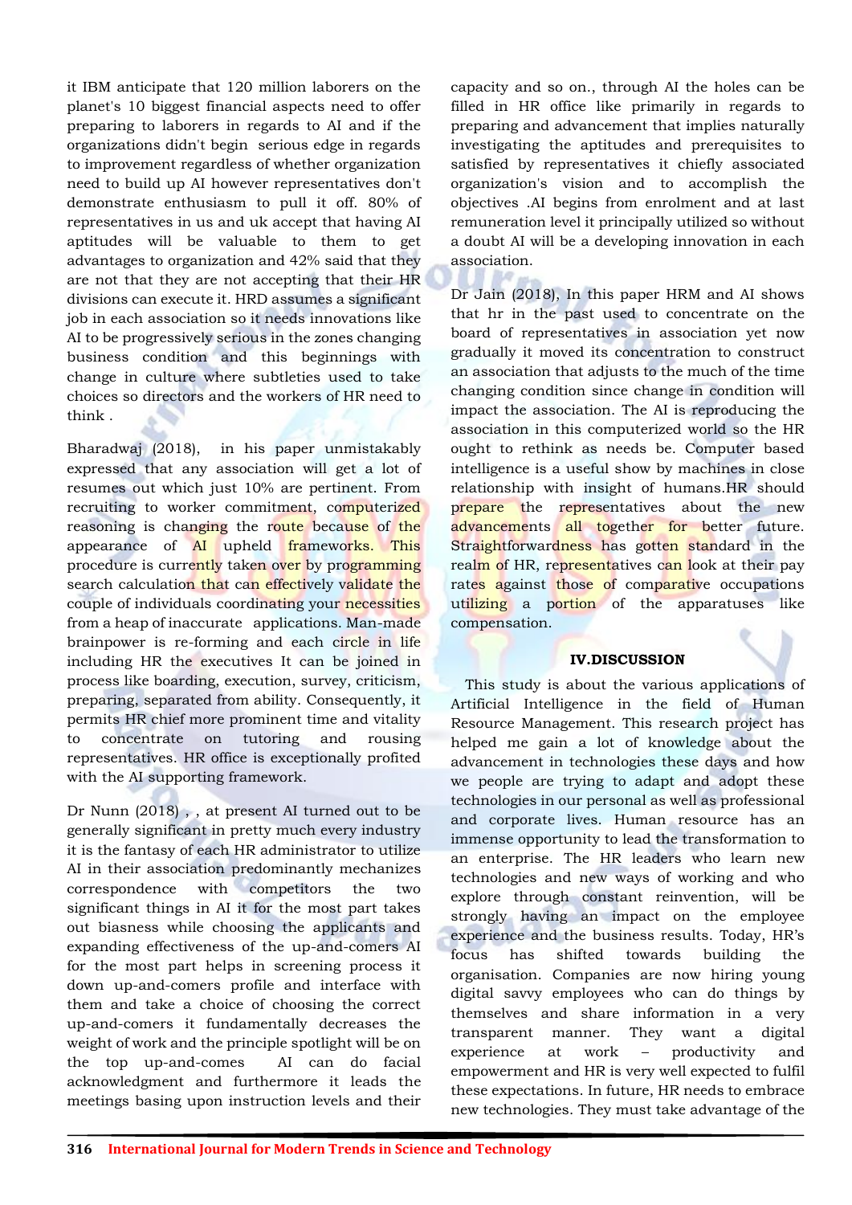it IBM anticipate that 120 million laborers on the planet's 10 biggest financial aspects need to offer preparing to laborers in regards to AI and if the organizations didn't begin serious edge in regards to improvement regardless of whether organization need to build up AI however representatives don't demonstrate enthusiasm to pull it off. 80% of representatives in us and uk accept that having AI aptitudes will be valuable to them to get advantages to organization and 42% said that they are not that they are not accepting that their HR divisions can execute it. HRD assumes a significant job in each association so it needs innovations like AI to be progressively serious in the zones changing business condition and this beginnings with change in culture where subtleties used to take choices so directors and the workers of HR need to think .

Bharadwaj (2018), in his paper unmistakably expressed that any association will get a lot of resumes out which just 10% are pertinent. From recruiting to worker commitment, computerized reasoning is changing the route because of the appearance of AI upheld frameworks. This procedure is currently taken over by programming search calculation that can effectively validate the couple of individuals coordinating your necessities from a heap of inaccurate applications. Man-made brainpower is re-forming and each circle in life including HR the executives It can be joined in process like boarding, execution, survey, criticism, preparing, separated from ability. Consequently, it permits HR chief more prominent time and vitality to concentrate on tutoring and rousing representatives. HR office is exceptionally profited with the AI supporting framework.

Dr Nunn (2018) , , at present AI turned out to be generally significant in pretty much every industry it is the fantasy of each HR administrator to utilize AI in their association predominantly mechanizes correspondence with competitors the two significant things in AI it for the most part takes out biasness while choosing the applicants and expanding effectiveness of the up-and-comers AI for the most part helps in screening process it down up-and-comers profile and interface with them and take a choice of choosing the correct up-and-comers it fundamentally decreases the weight of work and the principle spotlight will be on the top up-and-comes AI can do facial acknowledgment and furthermore it leads the meetings basing upon instruction levels and their capacity and so on., through AI the holes can be filled in HR office like primarily in regards to preparing and advancement that implies naturally investigating the aptitudes and prerequisites to satisfied by representatives it chiefly associated organization's vision and to accomplish the objectives .AI begins from enrolment and at last remuneration level it principally utilized so without a doubt AI will be a developing innovation in each association.

Dr Jain (2018), In this paper HRM and AI shows that hr in the past used to concentrate on the board of representatives in association yet now gradually it moved its concentration to construct an association that adjusts to the much of the time changing condition since change in condition will impact the association. The AI is reproducing the association in this computerized world so the HR ought to rethink as needs be. Computer based intelligence is a useful show by machines in close relationship with insight of humans.HR should prepare the representatives about the new advancements all together for better future. Straightforwardness has gotten standard in the realm of HR, representatives can look at their pay rates against those of comparative occupations utilizing a portion of the apparatuses like compensation.

## IV.DISCUSSION

This study is about the various applications of Artificial Intelligence in the field of Human Resource Management. This research project has helped me gain a lot of knowledge about the advancement in technologies these days and how we people are trying to adapt and adopt these technologies in our personal as well as professional and corporate lives. Human resource has an immense opportunity to lead the transformation to an enterprise. The HR leaders who learn new technologies and new ways of working and who explore through constant reinvention, will be strongly having an impact on the employee experience and the business results. Today, HR's focus has shifted towards building the organisation. Companies are now hiring young digital savvy employees who can do things by themselves and share information in a very transparent manner. They want a digital experience at work – productivity and empowerment and HR is very well expected to fulfil these expectations. In future, HR needs to embrace new technologies. They must take advantage of the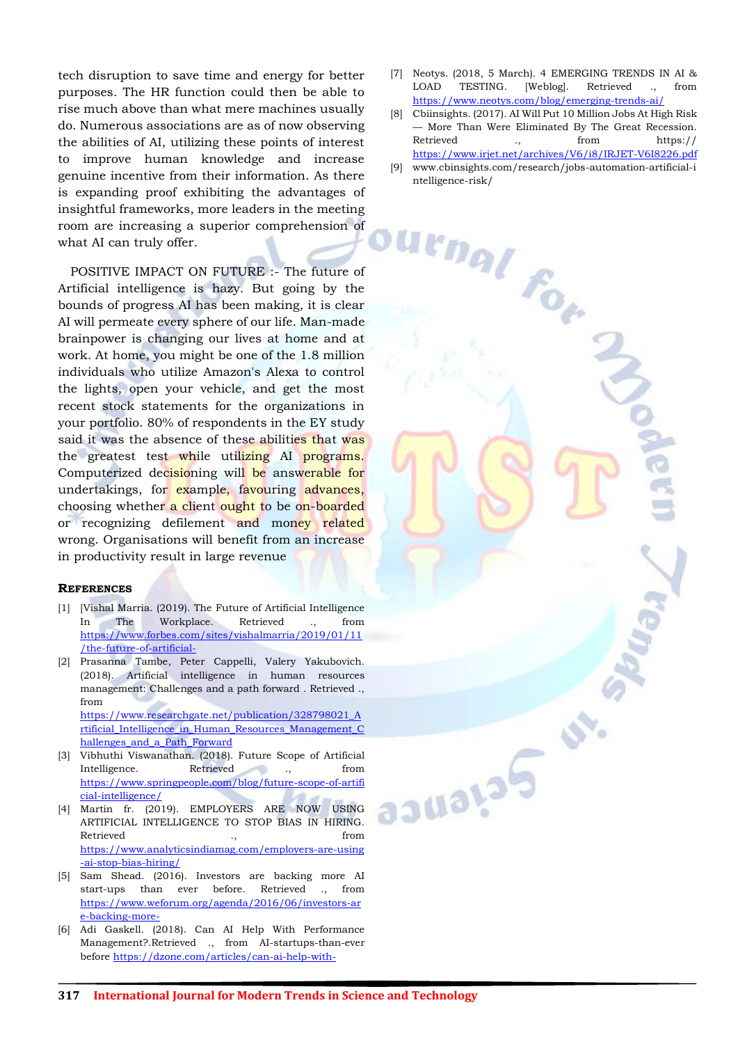tech disruption to save time and energy for better purposes. The HR function could then be able to rise much above than what mere machines usually do. Numerous associations are as of now observing the abilities of AI, utilizing these points of interest to improve human knowledge and increase genuine incentive from their information. As there is expanding proof exhibiting the advantages of insightful frameworks, more leaders in the meeting room are increasing a superior comprehension of what AI can truly offer.

POSITIVE IMPACT ON FUTURE :- The future of Artificial intelligence is hazy. But going by the bounds of progress AI has been making, it is clear AI will permeate every sphere of our life. Man-made brainpower is changing our lives at home and at work. At home, you might be one of the 1.8 million individuals who utilize Amazon's Alexa to control the lights, open your vehicle, and get the most recent stock statements for the organizations in your portfolio. 80% of respondents in the EY study said it was the absence of these abilities that was the greatest test while utilizing AI programs. Computerized decisioning will be answerable for undertakings, for example, favouring advances, choosing whether a client ought to be on-boarded or recognizing defilement and money related wrong. Organisations will benefit from an increase in productivity result in large revenue

## REFERENCES

[1] [Vishal Marria. (2019). The Future of Artificial Intelligence In The Workplace. Retrieved ., from https://www.forbes.com/sites/vishalmarria/2019/01/11/the-future-of-artificial-

[2] Prasanna Tambe, Peter Cappelli, Valery Yakubovich. (2018). Artificial intelligence in human resources management: Challenges and a path forward . Retrieved ., from https://www.researchgate.net/publication/328798021_Artificial_Intelligence_in_Human_Resources_Management_Challenges_and_a_Path_Forward

[3] Vibhuthi Viswanathan. (2018). Future Scope of Artificial Intelligence. Retrieved ., from https://www.springpeople.com/blog/future-scope-of-artificial-intelligence/

[4] Martin fr. (2019). EMPLOYERS ARE NOW USING ARTIFICIAL INTELLIGENCE TO STOP BIAS IN HIRING. Retrieved ., from https://www.analyticsindiamag.com/employers-are-using-ai-stop-bias-hiring/

[5] Sam Shead. (2016). Investors are backing more AI start-ups than ever before. Retrieved ., from https://www.weforum.org/agenda/2016/06/investors-are-backing-more-

[6] Adi Gaskell. (2018). Can AI Help With Performance Management?.Retrieved ., from AI-startups-than-ever before https://dzone.com/articles/can-ai-help-with-

[7] Neotys. (2018, 5 March). 4 EMERGING TRENDS IN AI & LOAD TESTING. [Weblog]. Retrieved ., from https://www.neotys.com/blog/emerging-trends-ai/

[8] Cbiinsights. (2017). AI Will Put 10 Million Jobs At High Risk — More Than Were Eliminated By The Great Recession. Retrieved ., from https:// https://www.irjet.net/archives/V6/i8/IRJET-V6I8226.pdf

[9] www.cbinsights.com/research/jobs-automation-artificial-intelligence-risk/